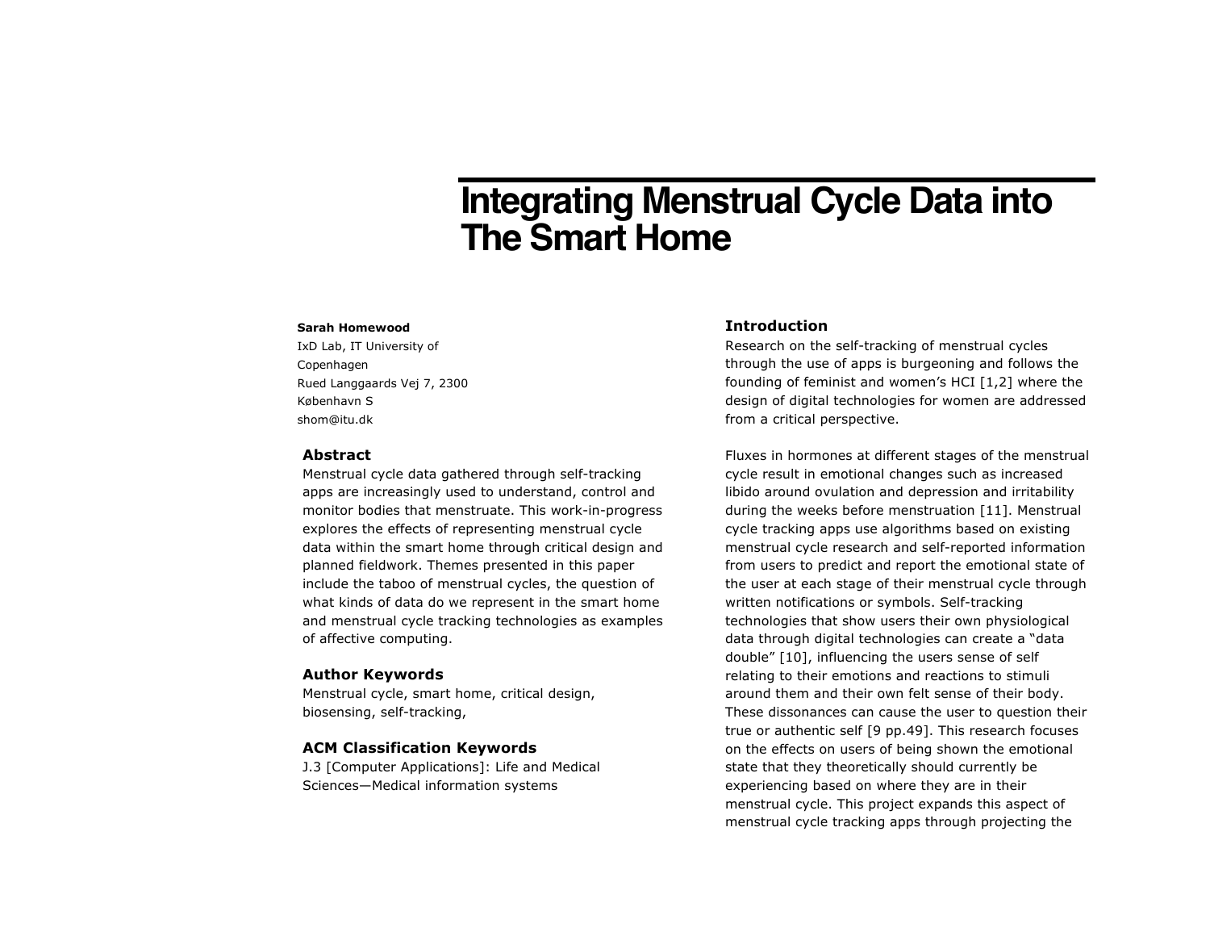# Integrating Menstrual Cycle Data into The Smart Home

**Sarah Homewood**
IxD Lab, IT University of Copenhagen
Rued Langgaards Vej 7, 2300
København S
shom@itu.dk

## Abstract

Menstrual cycle data gathered through self-tracking apps are increasingly used to understand, control and monitor bodies that menstruate. This work-in-progress explores the effects of representing menstrual cycle data within the smart home through critical design and planned fieldwork. Themes presented in this paper include the taboo of menstrual cycles, the question of what kinds of data do we represent in the smart home and menstrual cycle tracking technologies as examples of affective computing.

## Author Keywords

Menstrual cycle, smart home, critical design, biosensing, self-tracking,

## ACM Classification Keywords

J.3 [Computer Applications]: Life and Medical Sciences—Medical information systems

## Introduction

Research on the self-tracking of menstrual cycles through the use of apps is burgeoning and follows the founding of feminist and women's HCI [1,2] where the design of digital technologies for women are addressed from a critical perspective.

Fluxes in hormones at different stages of the menstrual cycle result in emotional changes such as increased libido around ovulation and depression and irritability during the weeks before menstruation [11]. Menstrual cycle tracking apps use algorithms based on existing menstrual cycle research and self-reported information from users to predict and report the emotional state of the user at each stage of their menstrual cycle through written notifications or symbols. Self-tracking technologies that show users their own physiological data through digital technologies can create a "data double" [10], influencing the users sense of self relating to their emotions and reactions to stimuli around them and their own felt sense of their body. These dissonances can cause the user to question their true or authentic self [9 pp.49]. This research focuses on the effects on users of being shown the emotional state that they theoretically should currently be experiencing based on where they are in their menstrual cycle. This project expands this aspect of menstrual cycle tracking apps through projecting the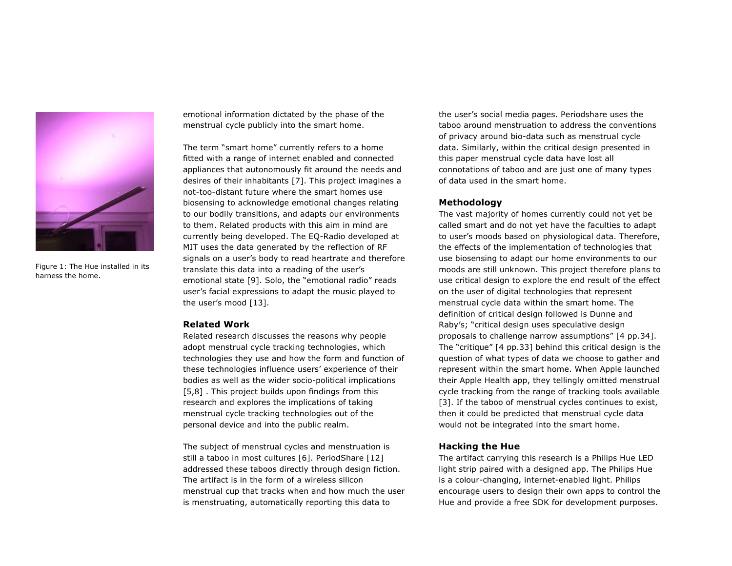Figure 1: The Hue installed in its harness the home.

emotional information dictated by the phase of the menstrual cycle publicly into the smart home.

The term "smart home" currently refers to a home fitted with a range of internet enabled and connected appliances that autonomously fit around the needs and desires of their inhabitants [7]. This project imagines a not-too-distant future where the smart homes use biosensing to acknowledge emotional changes relating to our bodily transitions, and adapts our environments to them. Related products with this aim in mind are currently being developed. The EQ-Radio developed at MIT uses the data generated by the reflection of RF signals on a user's body to read heartrate and therefore translate this data into a reading of the user's emotional state [9]. Solo, the "emotional radio" reads user's facial expressions to adapt the music played to the user's mood [13].

## Related Work

Related research discusses the reasons why people adopt menstrual cycle tracking technologies, which technologies they use and how the form and function of these technologies influence users' experience of their bodies as well as the wider socio-political implications [5,8] . This project builds upon findings from this research and explores the implications of taking menstrual cycle tracking technologies out of the personal device and into the public realm.

The subject of menstrual cycles and menstruation is still a taboo in most cultures [6]. PeriodShare [12] addressed these taboos directly through design fiction. The artifact is in the form of a wireless silicon menstrual cup that tracks when and how much the user is menstruating, automatically reporting this data to the user's social media pages. Periodshare uses the taboo around menstruation to address the conventions of privacy around bio-data such as menstrual cycle data. Similarly, within the critical design presented in this paper menstrual cycle data have lost all connotations of taboo and are just one of many types of data used in the smart home.

## Methodology

The vast majority of homes currently could not yet be called smart and do not yet have the faculties to adapt to user's moods based on physiological data. Therefore, the effects of the implementation of technologies that use biosensing to adapt our home environments to our moods are still unknown. This project therefore plans to use critical design to explore the end result of the effect on the user of digital technologies that represent menstrual cycle data within the smart home. The definition of critical design followed is Dunne and Raby's; "critical design uses speculative design proposals to challenge narrow assumptions" [4 pp.34]. The "critique" [4 pp.33] behind this critical design is the question of what types of data we choose to gather and represent within the smart home. When Apple launched their Apple Health app, they tellingly omitted menstrual cycle tracking from the range of tracking tools available [3]. If the taboo of menstrual cycles continues to exist, then it could be predicted that menstrual cycle data would not be integrated into the smart home.

## Hacking the Hue

The artifact carrying this research is a Philips Hue LED light strip paired with a designed app. The Philips Hue is a colour-changing, internet-enabled light. Philips encourage users to design their own apps to control the Hue and provide a free SDK for development purposes.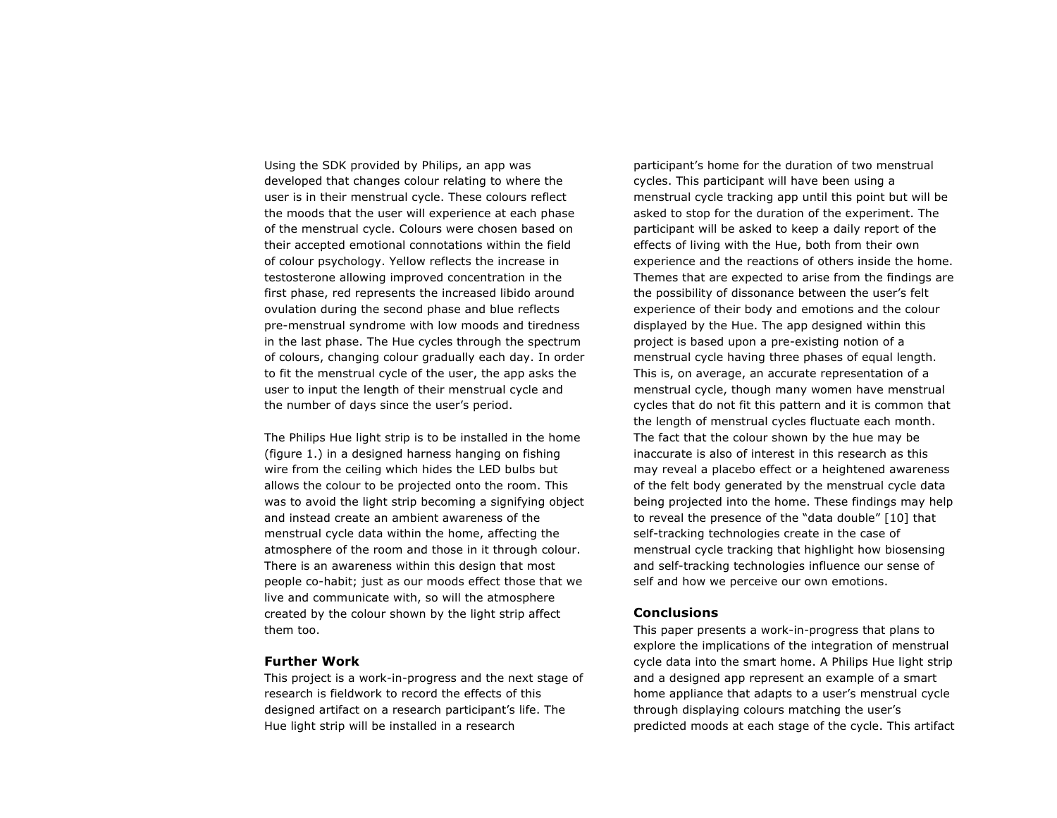Using the SDK provided by Philips, an app was developed that changes colour relating to where the user is in their menstrual cycle. These colours reflect the moods that the user will experience at each phase of the menstrual cycle. Colours were chosen based on their accepted emotional connotations within the field of colour psychology. Yellow reflects the increase in testosterone allowing improved concentration in the first phase, red represents the increased libido around ovulation during the second phase and blue reflects pre-menstrual syndrome with low moods and tiredness in the last phase. The Hue cycles through the spectrum of colours, changing colour gradually each day. In order to fit the menstrual cycle of the user, the app asks the user to input the length of their menstrual cycle and the number of days since the user's period.

The Philips Hue light strip is to be installed in the home (figure 1.) in a designed harness hanging on fishing wire from the ceiling which hides the LED bulbs but allows the colour to be projected onto the room. This was to avoid the light strip becoming a signifying object and instead create an ambient awareness of the menstrual cycle data within the home, affecting the atmosphere of the room and those in it through colour. There is an awareness within this design that most people co-habit; just as our moods effect those that we live and communicate with, so will the atmosphere created by the colour shown by the light strip affect them too.

### Further Work

This project is a work-in-progress and the next stage of research is fieldwork to record the effects of this designed artifact on a research participant's life. The Hue light strip will be installed in a research participant's home for the duration of two menstrual cycles. This participant will have been using a menstrual cycle tracking app until this point but will be asked to stop for the duration of the experiment. The participant will be asked to keep a daily report of the effects of living with the Hue, both from their own experience and the reactions of others inside the home. Themes that are expected to arise from the findings are the possibility of dissonance between the user's felt experience of their body and emotions and the colour displayed by the Hue. The app designed within this project is based upon a pre-existing notion of a menstrual cycle having three phases of equal length. This is, on average, an accurate representation of a menstrual cycle, though many women have menstrual cycles that do not fit this pattern and it is common that the length of menstrual cycles fluctuate each month. The fact that the colour shown by the hue may be inaccurate is also of interest in this research as this may reveal a placebo effect or a heightened awareness of the felt body generated by the menstrual cycle data being projected into the home. These findings may help to reveal the presence of the "data double" [10] that self-tracking technologies create in the case of menstrual cycle tracking that highlight how biosensing and self-tracking technologies influence our sense of self and how we perceive our own emotions.

### Conclusions

This paper presents a work-in-progress that plans to explore the implications of the integration of menstrual cycle data into the smart home. A Philips Hue light strip and a designed app represent an example of a smart home appliance that adapts to a user's menstrual cycle through displaying colours matching the user's predicted moods at each stage of the cycle. This artifact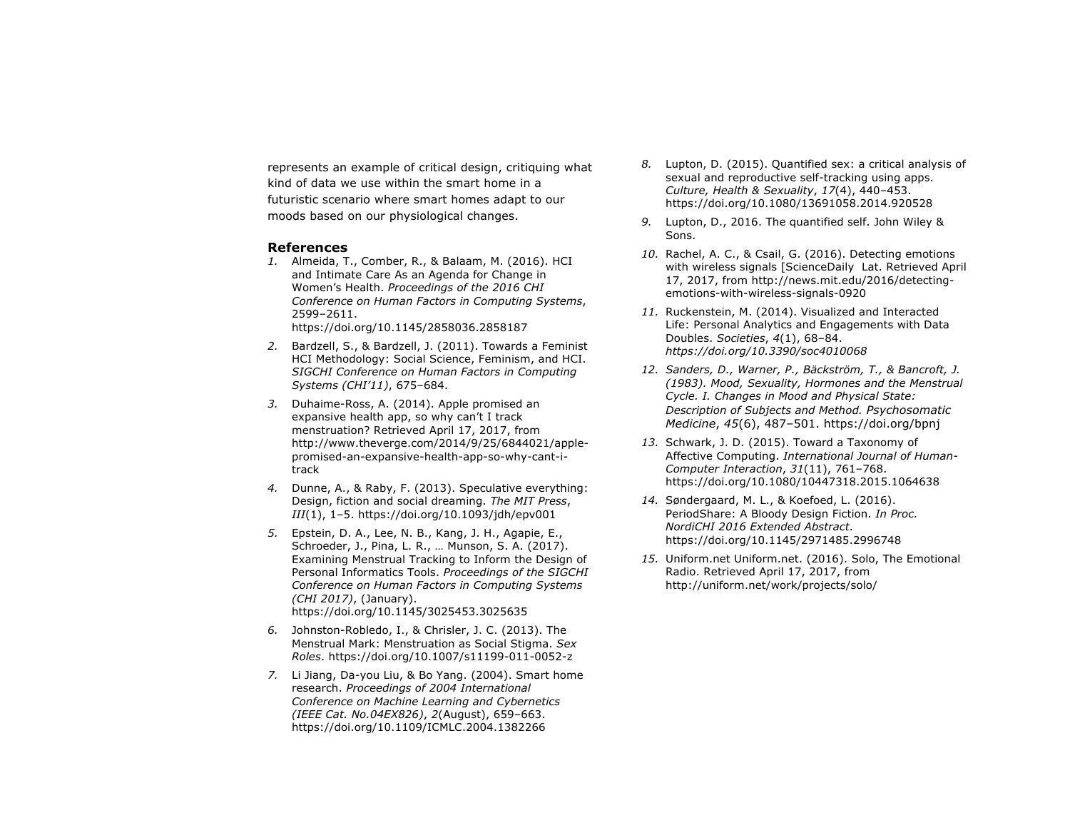represents an example of critical design, critiquing what kind of data we use within the smart home in a futuristic scenario where smart homes adapt to our moods based on our physiological changes.

## References

1. Almeida, T., Comber, R., & Balaam, M. (2016). HCI and Intimate Care As an Agenda for Change in Women's Health. *Proceedings of the 2016 CHI Conference on Human Factors in Computing Systems*, 2599–2611. https://doi.org/10.1145/2858036.2858187
2. Bardzell, S., & Bardzell, J. (2011). Towards a Feminist HCI Methodology: Social Science, Feminism, and HCI. *SIGCHI Conference on Human Factors in Computing Systems (CHI'11)*, 675–684.
3. Duhaime-Ross, A. (2014). Apple promised an expansive health app, so why can't I track menstruation? Retrieved April 17, 2017, from http://www.theverge.com/2014/9/25/6844021/apple-promised-an-expansive-health-app-so-why-cant-i-track
4. Dunne, A., & Raby, F. (2013). Speculative everything: Design, fiction and social dreaming. *The MIT Press*, *III*(1), 1–5. https://doi.org/10.1093/jdh/epv001
5. Epstein, D. A., Lee, N. B., Kang, J. H., Agapie, E., Schroeder, J., Pina, L. R., … Munson, S. A. (2017). Examining Menstrual Tracking to Inform the Design of Personal Informatics Tools. *Proceedings of the SIGCHI Conference on Human Factors in Computing Systems (CHI 2017)*, (January). https://doi.org/10.1145/3025453.3025635
6. Johnston-Robledo, I., & Chrisler, J. C. (2013). The Menstrual Mark: Menstruation as Social Stigma. *Sex Roles*. https://doi.org/10.1007/s11199-011-0052-z
7. Li Jiang, Da-you Liu, & Bo Yang. (2004). Smart home research. *Proceedings of 2004 International Conference on Machine Learning and Cybernetics (IEEE Cat. No.04EX826)*, *2*(August), 659–663. https://doi.org/10.1109/ICMLC.2004.1382266
8. Lupton, D. (2015). Quantified sex: a critical analysis of sexual and reproductive self-tracking using apps. *Culture, Health & Sexuality*, *17*(4), 440–453. https://doi.org/10.1080/13691058.2014.920528
9. Lupton, D., 2016. The quantified self. John Wiley & Sons.
10. Rachel, A. C., & Csail, G. (2016). Detecting emotions with wireless signals [ScienceDaily Lat. Retrieved April 17, 2017, from http://news.mit.edu/2016/detecting-emotions-with-wireless-signals-0920
11. Ruckenstein, M. (2014). Visualized and Interacted Life: Personal Analytics and Engagements with Data Doubles. *Societies*, *4*(1), 68–84. *https://doi.org/10.3390/soc4010068*
12. *Sanders, D., Warner, P., Bäckström, T., & Bancroft, J. (1983). Mood, Sexuality, Hormones and the Menstrual Cycle. I. Changes in Mood and Physical State: Description of Subjects and Method. Psychosomatic Medicine*, *45*(6), 487–501. https://doi.org/bpnj
13. Schwark, J. D. (2015). Toward a Taxonomy of Affective Computing. *International Journal of Human-Computer Interaction*, *31*(11), 761–768. https://doi.org/10.1080/10447318.2015.1064638
14. Søndergaard, M. L., & Koefoed, L. (2016). PeriodShare: A Bloody Design Fiction. *In Proc. NordiCHI 2016 Extended Abstract*. https://doi.org/10.1145/2971485.2996748
15. Uniform.net Uniform.net. (2016). Solo, The Emotional Radio. Retrieved April 17, 2017, from http://uniform.net/work/projects/solo/